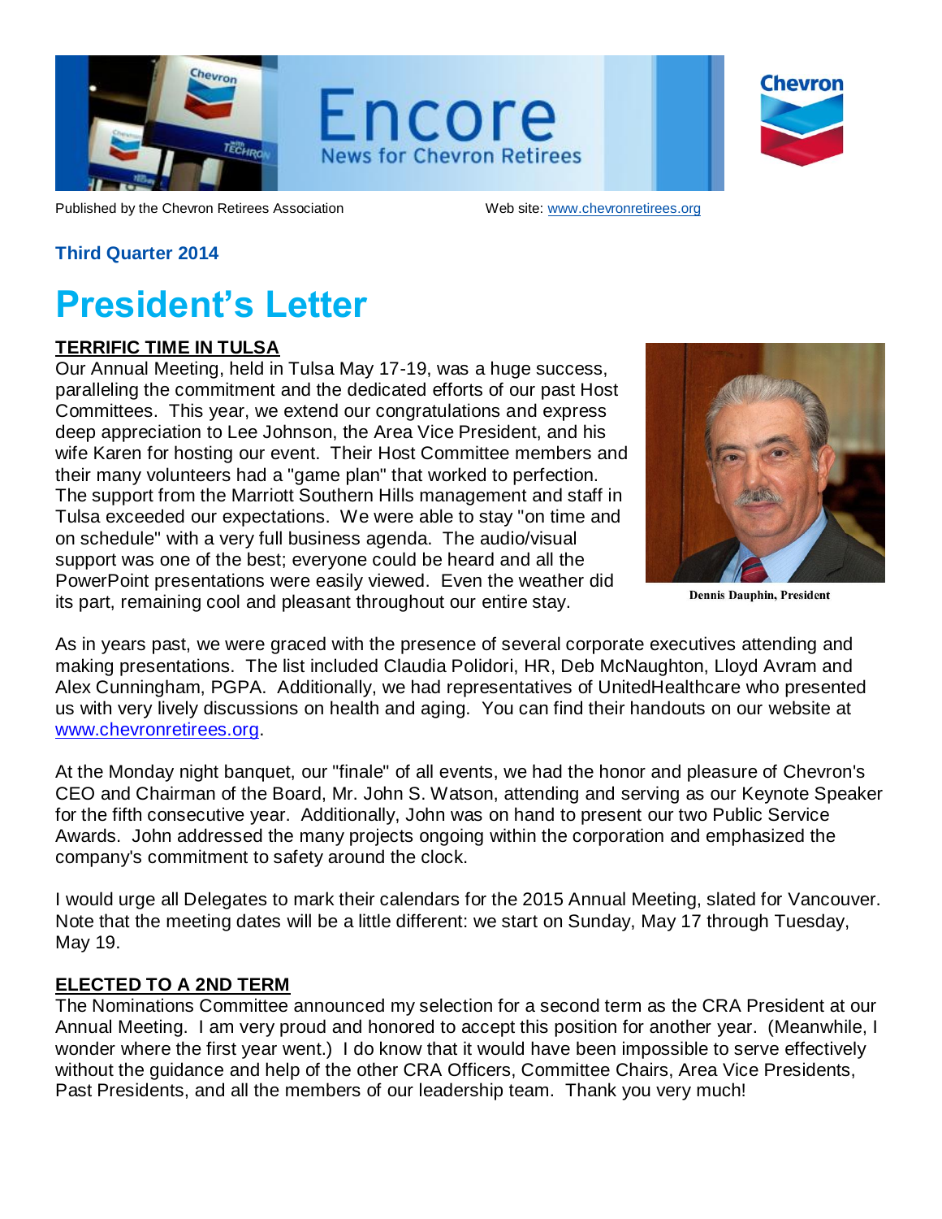# Encore

News for Chevron Retirees

Published by the Chevron Retirees Association Web site: www.chevronretirees.org

**Third Quarter 2014**

# President's Letter

## TERRIFIC TIME IN TULSA

Our Annual Meeting, held in Tulsa May 17-19, was a huge success, paralleling the commitment and the dedicated efforts of our past Host Committees. This year, we extend our congratulations and express deep appreciation to Lee Johnson, the Area Vice President, and his wife Karen for hosting our event. Their Host Committee members and their many volunteers had a "game plan" that worked to perfection. The support from the Marriott Southern Hills management and staff in Tulsa exceeded our expectations. We were able to stay "on time and on schedule" with a very full business agenda. The audio/visual support was one of the best; everyone could be heard and all the PowerPoint presentations were easily viewed. Even the weather did its part, remaining cool and pleasant throughout our entire stay.

Dennis Dauphin, President

As in years past, we were graced with the presence of several corporate executives attending and making presentations. The list included Claudia Polidori, HR, Deb McNaughton, Lloyd Avram and Alex Cunningham, PGPA. Additionally, we had representatives of UnitedHealthcare who presented us with very lively discussions on health and aging. You can find their handouts on our website at www.chevronretirees.org.

At the Monday night banquet, our "finale" of all events, we had the honor and pleasure of Chevron's CEO and Chairman of the Board, Mr. John S. Watson, attending and serving as our Keynote Speaker for the fifth consecutive year. Additionally, John was on hand to present our two Public Service Awards. John addressed the many projects ongoing within the corporation and emphasized the company's commitment to safety around the clock.

I would urge all Delegates to mark their calendars for the 2015 Annual Meeting, slated for Vancouver. Note that the meeting dates will be a little different: we start on Sunday, May 17 through Tuesday, May 19.

## ELECTED TO A 2ND TERM

The Nominations Committee announced my selection for a second term as the CRA President at our Annual Meeting. I am very proud and honored to accept this position for another year. (Meanwhile, I wonder where the first year went.) I do know that it would have been impossible to serve effectively without the guidance and help of the other CRA Officers, Committee Chairs, Area Vice Presidents, Past Presidents, and all the members of our leadership team. Thank you very much!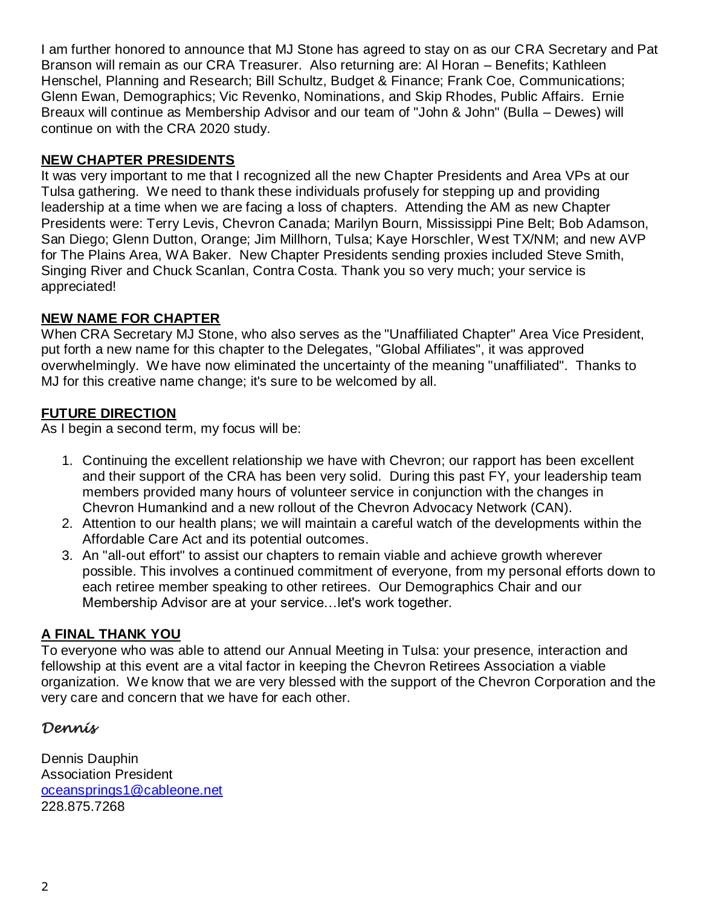I am further honored to announce that MJ Stone has agreed to stay on as our CRA Secretary and Pat Branson will remain as our CRA Treasurer. Also returning are: Al Horan – Benefits; Kathleen Henschel, Planning and Research; Bill Schultz, Budget & Finance; Frank Coe, Communications; Glenn Ewan, Demographics; Vic Revenko, Nominations, and Skip Rhodes, Public Affairs. Ernie Breaux will continue as Membership Advisor and our team of "John & John" (Bulla – Dewes) will continue on with the CRA 2020 study.

**NEW CHAPTER PRESIDENTS**

It was very important to me that I recognized all the new Chapter Presidents and Area VPs at our Tulsa gathering. We need to thank these individuals profusely for stepping up and providing leadership at a time when we are facing a loss of chapters. Attending the AM as new Chapter Presidents were: Terry Levis, Chevron Canada; Marilyn Bourn, Mississippi Pine Belt; Bob Adamson, San Diego; Glenn Dutton, Orange; Jim Millhorn, Tulsa; Kaye Horschler, West TX/NM; and new AVP for The Plains Area, WA Baker. New Chapter Presidents sending proxies included Steve Smith, Singing River and Chuck Scanlan, Contra Costa. Thank you so very much; your service is appreciated!

**NEW NAME FOR CHAPTER**

When CRA Secretary MJ Stone, who also serves as the "Unaffiliated Chapter" Area Vice President, put forth a new name for this chapter to the Delegates, "Global Affiliates", it was approved overwhelmingly. We have now eliminated the uncertainty of the meaning "unaffiliated". Thanks to MJ for this creative name change; it's sure to be welcomed by all.

**FUTURE DIRECTION**

As I begin a second term, my focus will be:

1. Continuing the excellent relationship we have with Chevron; our rapport has been excellent and their support of the CRA has been very solid. During this past FY, your leadership team members provided many hours of volunteer service in conjunction with the changes in Chevron Humankind and a new rollout of the Chevron Advocacy Network (CAN).
2. Attention to our health plans; we will maintain a careful watch of the developments within the Affordable Care Act and its potential outcomes.
3. An "all-out effort" to assist our chapters to remain viable and achieve growth wherever possible. This involves a continued commitment of everyone, from my personal efforts down to each retiree member speaking to other retirees. Our Demographics Chair and our Membership Advisor are at your service…let's work together.

**A FINAL THANK YOU**

To everyone who was able to attend our Annual Meeting in Tulsa: your presence, interaction and fellowship at this event are a vital factor in keeping the Chevron Retirees Association a viable organization. We know that we are very blessed with the support of the Chevron Corporation and the very care and concern that we have for each other.

*Dennis*

Dennis Dauphin
Association President
oceansprings1@cableone.net
228.875.7268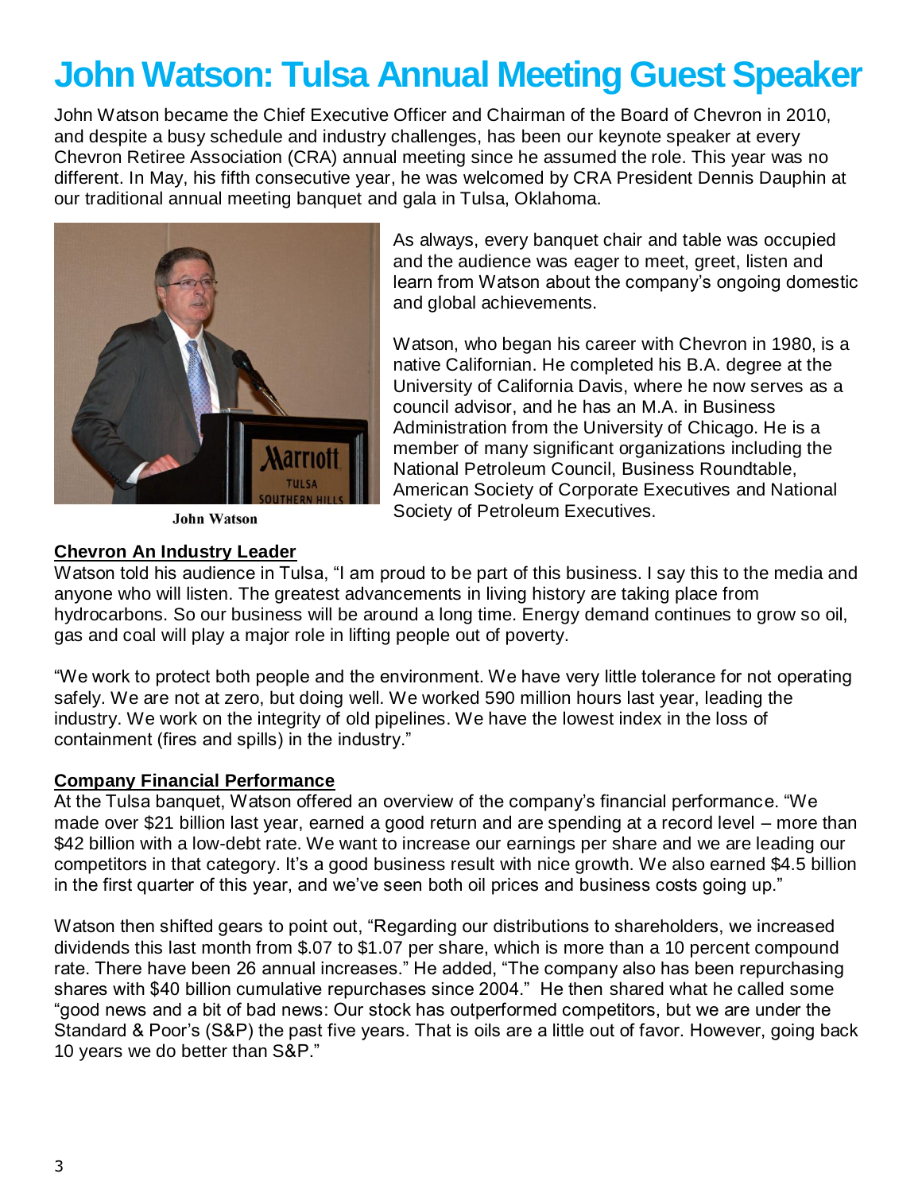# John Watson: Tulsa Annual Meeting Guest Speaker

John Watson became the Chief Executive Officer and Chairman of the Board of Chevron in 2010, and despite a busy schedule and industry challenges, has been our keynote speaker at every Chevron Retiree Association (CRA) annual meeting since he assumed the role. This year was no different. In May, his fifth consecutive year, he was welcomed by CRA President Dennis Dauphin at our traditional annual meeting banquet and gala in Tulsa, Oklahoma.

John Watson

As always, every banquet chair and table was occupied and the audience was eager to meet, greet, listen and learn from Watson about the company's ongoing domestic and global achievements.

Watson, who began his career with Chevron in 1980, is a native Californian. He completed his B.A. degree at the University of California Davis, where he now serves as a council advisor, and he has an M.A. in Business Administration from the University of Chicago. He is a member of many significant organizations including the National Petroleum Council, Business Roundtable, American Society of Corporate Executives and National Society of Petroleum Executives.

## Chevron An Industry Leader

Watson told his audience in Tulsa, "I am proud to be part of this business. I say this to the media and anyone who will listen. The greatest advancements in living history are taking place from hydrocarbons. So our business will be around a long time. Energy demand continues to grow so oil, gas and coal will play a major role in lifting people out of poverty.

"We work to protect both people and the environment. We have very little tolerance for not operating safely. We are not at zero, but doing well. We worked 590 million hours last year, leading the industry. We work on the integrity of old pipelines. We have the lowest index in the loss of containment (fires and spills) in the industry."

## Company Financial Performance

At the Tulsa banquet, Watson offered an overview of the company's financial performance. "We made over $21 billion last year, earned a good return and are spending at a record level – more than $42 billion with a low-debt rate. We want to increase our earnings per share and we are leading our competitors in that category. It's a good business result with nice growth. We also earned $4.5 billion in the first quarter of this year, and we've seen both oil prices and business costs going up."

Watson then shifted gears to point out, "Regarding our distributions to shareholders, we increased dividends this last month from $.07 to $1.07 per share, which is more than a 10 percent compound rate. There have been 26 annual increases." He added, "The company also has been repurchasing shares with $40 billion cumulative repurchases since 2004." He then shared what he called some "good news and a bit of bad news: Our stock has outperformed competitors, but we are under the Standard & Poor's (S&P) the past five years. That is oils are a little out of favor. However, going back 10 years we do better than S&P."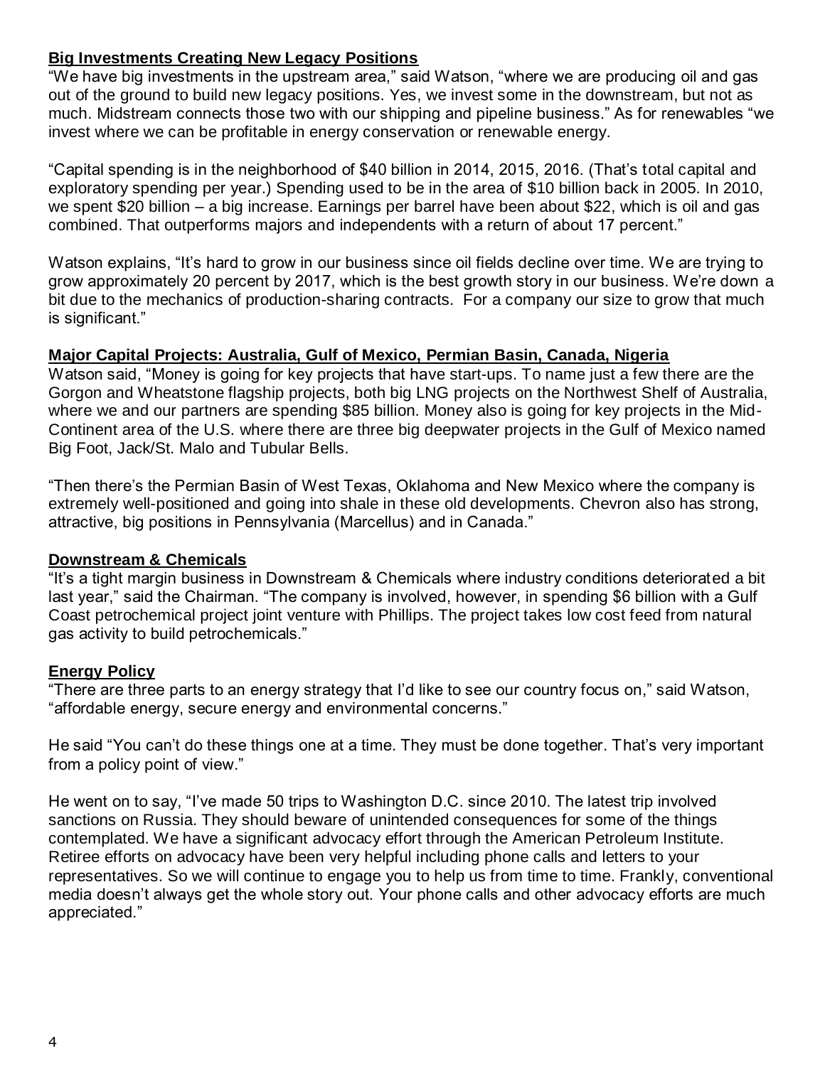## Big Investments Creating New Legacy Positions

"We have big investments in the upstream area," said Watson, "where we are producing oil and gas out of the ground to build new legacy positions. Yes, we invest some in the downstream, but not as much. Midstream connects those two with our shipping and pipeline business." As for renewables "we invest where we can be profitable in energy conservation or renewable energy.

"Capital spending is in the neighborhood of $40 billion in 2014, 2015, 2016. (That's total capital and exploratory spending per year.) Spending used to be in the area of $10 billion back in 2005. In 2010, we spent $20 billion – a big increase. Earnings per barrel have been about $22, which is oil and gas combined. That outperforms majors and independents with a return of about 17 percent."

Watson explains, "It's hard to grow in our business since oil fields decline over time. We are trying to grow approximately 20 percent by 2017, which is the best growth story in our business. We're down a bit due to the mechanics of production-sharing contracts. For a company our size to grow that much is significant."

## Major Capital Projects: Australia, Gulf of Mexico, Permian Basin, Canada, Nigeria

Watson said, "Money is going for key projects that have start-ups. To name just a few there are the Gorgon and Wheatstone flagship projects, both big LNG projects on the Northwest Shelf of Australia, where we and our partners are spending $85 billion. Money also is going for key projects in the Mid-Continent area of the U.S. where there are three big deepwater projects in the Gulf of Mexico named Big Foot, Jack/St. Malo and Tubular Bells.

"Then there's the Permian Basin of West Texas, Oklahoma and New Mexico where the company is extremely well-positioned and going into shale in these old developments. Chevron also has strong, attractive, big positions in Pennsylvania (Marcellus) and in Canada."

## Downstream & Chemicals

"It's a tight margin business in Downstream & Chemicals where industry conditions deteriorated a bit last year," said the Chairman. "The company is involved, however, in spending $6 billion with a Gulf Coast petrochemical project joint venture with Phillips. The project takes low cost feed from natural gas activity to build petrochemicals."

## Energy Policy

"There are three parts to an energy strategy that I'd like to see our country focus on," said Watson, "affordable energy, secure energy and environmental concerns."

He said "You can't do these things one at a time. They must be done together. That's very important from a policy point of view."

He went on to say, "I've made 50 trips to Washington D.C. since 2010. The latest trip involved sanctions on Russia. They should beware of unintended consequences for some of the things contemplated. We have a significant advocacy effort through the American Petroleum Institute. Retiree efforts on advocacy have been very helpful including phone calls and letters to your representatives. So we will continue to engage you to help us from time to time. Frankly, conventional media doesn't always get the whole story out. Your phone calls and other advocacy efforts are much appreciated."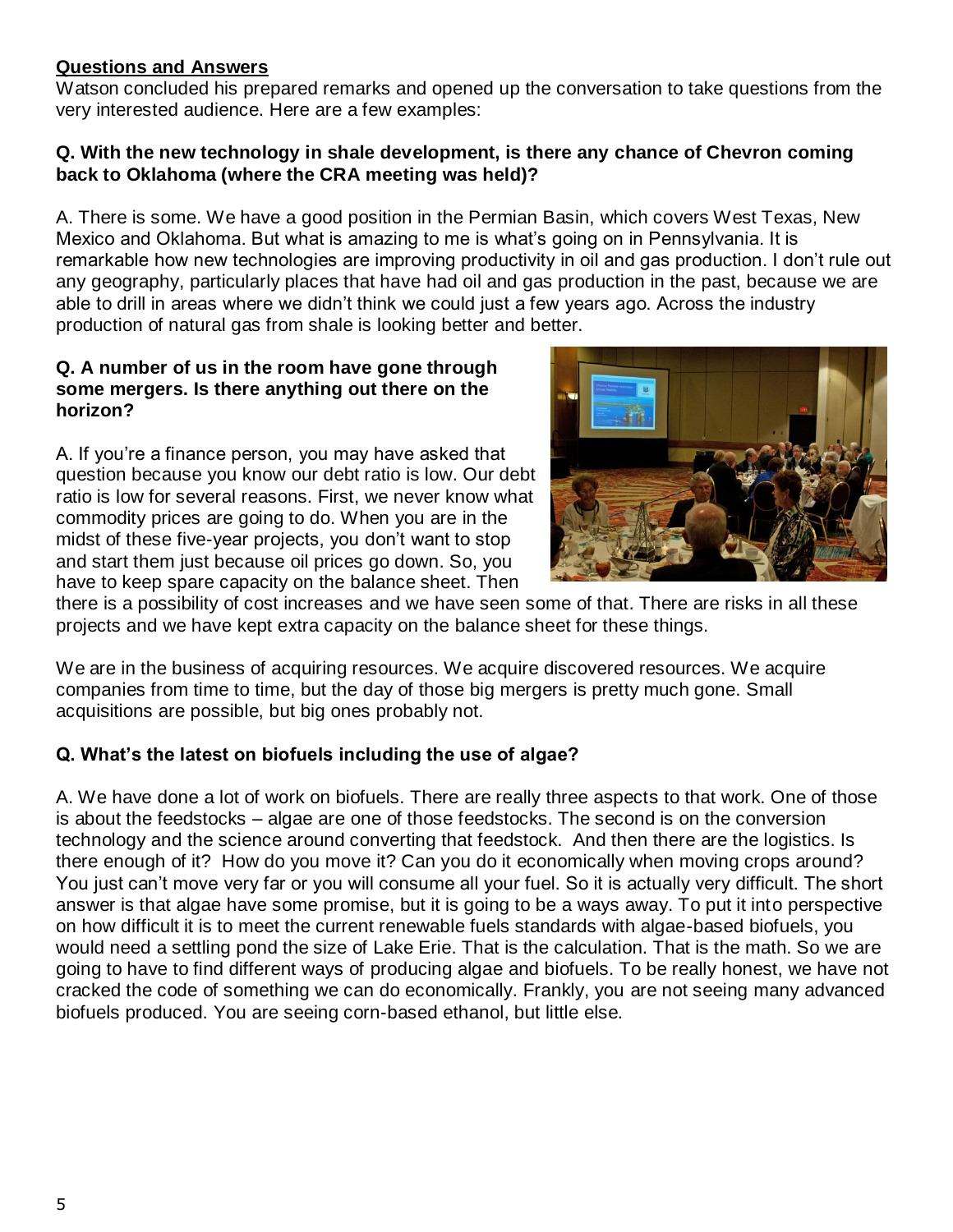**Questions and Answers**

Watson concluded his prepared remarks and opened up the conversation to take questions from the very interested audience. Here are a few examples:

**Q. With the new technology in shale development, is there any chance of Chevron coming back to Oklahoma (where the CRA meeting was held)?**

A. There is some. We have a good position in the Permian Basin, which covers West Texas, New Mexico and Oklahoma. But what is amazing to me is what's going on in Pennsylvania. It is remarkable how new technologies are improving productivity in oil and gas production. I don't rule out any geography, particularly places that have had oil and gas production in the past, because we are able to drill in areas where we didn't think we could just a few years ago. Across the industry production of natural gas from shale is looking better and better.

**Q. A number of us in the room have gone through some mergers. Is there anything out there on the horizon?**

A. If you're a finance person, you may have asked that question because you know our debt ratio is low. Our debt ratio is low for several reasons. First, we never know what commodity prices are going to do. When you are in the midst of these five-year projects, you don't want to stop and start them just because oil prices go down. So, you have to keep spare capacity on the balance sheet. Then there is a possibility of cost increases and we have seen some of that. There are risks in all these projects and we have kept extra capacity on the balance sheet for these things.

We are in the business of acquiring resources. We acquire discovered resources. We acquire companies from time to time, but the day of those big mergers is pretty much gone. Small acquisitions are possible, but big ones probably not.

**Q. What's the latest on biofuels including the use of algae?**

A. We have done a lot of work on biofuels. There are really three aspects to that work. One of those is about the feedstocks – algae are one of those feedstocks. The second is on the conversion technology and the science around converting that feedstock. And then there are the logistics. Is there enough of it? How do you move it? Can you do it economically when moving crops around? You just can't move very far or you will consume all your fuel. So it is actually very difficult. The short answer is that algae have some promise, but it is going to be a ways away. To put it into perspective on how difficult it is to meet the current renewable fuels standards with algae-based biofuels, you would need a settling pond the size of Lake Erie. That is the calculation. That is the math. So we are going to have to find different ways of producing algae and biofuels. To be really honest, we have not cracked the code of something we can do economically. Frankly, you are not seeing many advanced biofuels produced. You are seeing corn-based ethanol, but little else.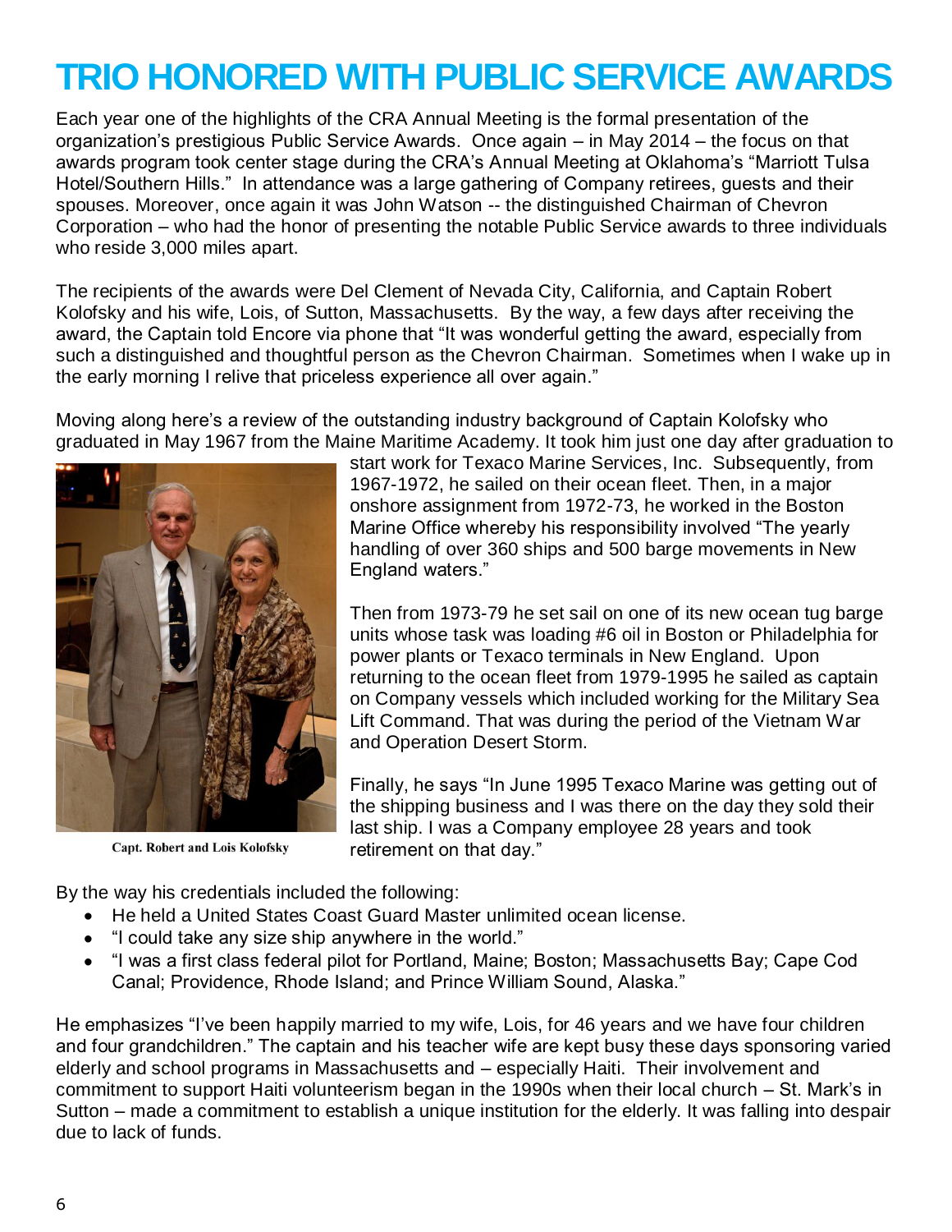# TRIO HONORED WITH PUBLIC SERVICE AWARDS

Each year one of the highlights of the CRA Annual Meeting is the formal presentation of the organization's prestigious Public Service Awards. Once again – in May 2014 – the focus on that awards program took center stage during the CRA's Annual Meeting at Oklahoma's "Marriott Tulsa Hotel/Southern Hills." In attendance was a large gathering of Company retirees, guests and their spouses. Moreover, once again it was John Watson -- the distinguished Chairman of Chevron Corporation – who had the honor of presenting the notable Public Service awards to three individuals who reside 3,000 miles apart.

The recipients of the awards were Del Clement of Nevada City, California, and Captain Robert Kolofsky and his wife, Lois, of Sutton, Massachusetts. By the way, a few days after receiving the award, the Captain told Encore via phone that "It was wonderful getting the award, especially from such a distinguished and thoughtful person as the Chevron Chairman. Sometimes when I wake up in the early morning I relive that priceless experience all over again."

Moving along here's a review of the outstanding industry background of Captain Kolofsky who graduated in May 1967 from the Maine Maritime Academy. It took him just one day after graduation to start work for Texaco Marine Services, Inc. Subsequently, from 1967-1972, he sailed on their ocean fleet. Then, in a major onshore assignment from 1972-73, he worked in the Boston Marine Office whereby his responsibility involved "The yearly handling of over 360 ships and 500 barge movements in New England waters."

Capt. Robert and Lois Kolofsky

Then from 1973-79 he set sail on one of its new ocean tug barge units whose task was loading #6 oil in Boston or Philadelphia for power plants or Texaco terminals in New England. Upon returning to the ocean fleet from 1979-1995 he sailed as captain on Company vessels which included working for the Military Sea Lift Command. That was during the period of the Vietnam War and Operation Desert Storm.

Finally, he says "In June 1995 Texaco Marine was getting out of the shipping business and I was there on the day they sold their last ship. I was a Company employee 28 years and took retirement on that day."

By the way his credentials included the following:

- He held a United States Coast Guard Master unlimited ocean license.
- "I could take any size ship anywhere in the world."
- "I was a first class federal pilot for Portland, Maine; Boston; Massachusetts Bay; Cape Cod Canal; Providence, Rhode Island; and Prince William Sound, Alaska."

He emphasizes "I've been happily married to my wife, Lois, for 46 years and we have four children and four grandchildren." The captain and his teacher wife are kept busy these days sponsoring varied elderly and school programs in Massachusetts and – especially Haiti. Their involvement and commitment to support Haiti volunteerism began in the 1990s when their local church – St. Mark's in Sutton – made a commitment to establish a unique institution for the elderly. It was falling into despair due to lack of funds.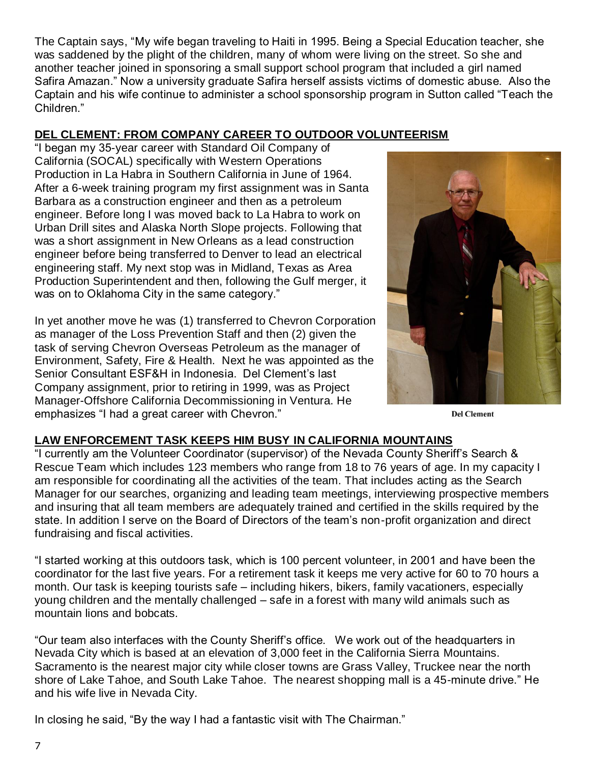The Captain says, "My wife began traveling to Haiti in 1995. Being a Special Education teacher, she was saddened by the plight of the children, many of whom were living on the street. So she and another teacher joined in sponsoring a small support school program that included a girl named Safira Amazan." Now a university graduate Safira herself assists victims of domestic abuse. Also the Captain and his wife continue to administer a school sponsorship program in Sutton called "Teach the Children."

## DEL CLEMENT: FROM COMPANY CAREER TO OUTDOOR VOLUNTEERISM

"I began my 35-year career with Standard Oil Company of California (SOCAL) specifically with Western Operations Production in La Habra in Southern California in June of 1964. After a 6-week training program my first assignment was in Santa Barbara as a construction engineer and then as a petroleum engineer. Before long I was moved back to La Habra to work on Urban Drill sites and Alaska North Slope projects. Following that was a short assignment in New Orleans as a lead construction engineer before being transferred to Denver to lead an electrical engineering staff. My next stop was in Midland, Texas as Area Production Superintendent and then, following the Gulf merger, it was on to Oklahoma City in the same category."

In yet another move he was (1) transferred to Chevron Corporation as manager of the Loss Prevention Staff and then (2) given the task of serving Chevron Overseas Petroleum as the manager of Environment, Safety, Fire & Health. Next he was appointed as the Senior Consultant ESF&H in Indonesia. Del Clement's last Company assignment, prior to retiring in 1999, was as Project Manager-Offshore California Decommissioning in Ventura. He emphasizes "I had a great career with Chevron."

Del Clement

## LAW ENFORCEMENT TASK KEEPS HIM BUSY IN CALIFORNIA MOUNTAINS

"I currently am the Volunteer Coordinator (supervisor) of the Nevada County Sheriff's Search & Rescue Team which includes 123 members who range from 18 to 76 years of age. In my capacity I am responsible for coordinating all the activities of the team. That includes acting as the Search Manager for our searches, organizing and leading team meetings, interviewing prospective members and insuring that all team members are adequately trained and certified in the skills required by the state. In addition I serve on the Board of Directors of the team's non-profit organization and direct fundraising and fiscal activities.

"I started working at this outdoors task, which is 100 percent volunteer, in 2001 and have been the coordinator for the last five years. For a retirement task it keeps me very active for 60 to 70 hours a month. Our task is keeping tourists safe – including hikers, bikers, family vacationers, especially young children and the mentally challenged – safe in a forest with many wild animals such as mountain lions and bobcats.

"Our team also interfaces with the County Sheriff's office. We work out of the headquarters in Nevada City which is based at an elevation of 3,000 feet in the California Sierra Mountains. Sacramento is the nearest major city while closer towns are Grass Valley, Truckee near the north shore of Lake Tahoe, and South Lake Tahoe. The nearest shopping mall is a 45-minute drive." He and his wife live in Nevada City.

In closing he said, "By the way I had a fantastic visit with The Chairman."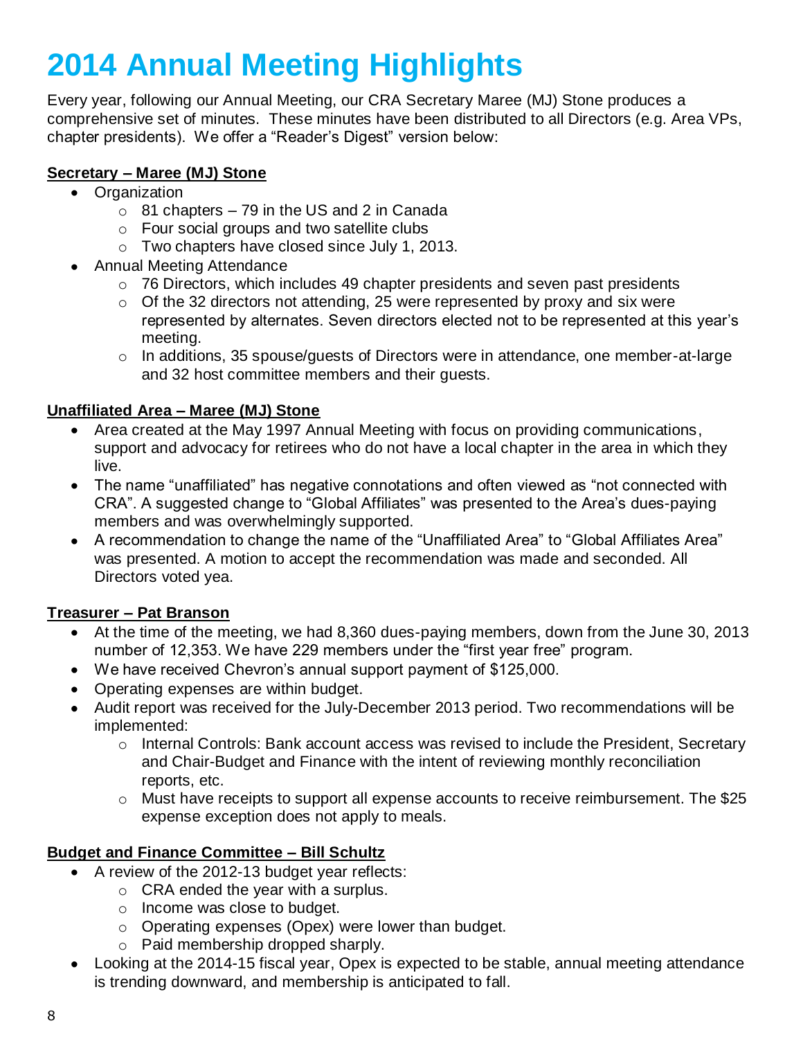# 2014 Annual Meeting Highlights

Every year, following our Annual Meeting, our CRA Secretary Maree (MJ) Stone produces a comprehensive set of minutes. These minutes have been distributed to all Directors (e.g. Area VPs, chapter presidents). We offer a "Reader's Digest" version below:

**Secretary – Maree (MJ) Stone**

- Organization
  - 81 chapters – 79 in the US and 2 in Canada
  - Four social groups and two satellite clubs
  - Two chapters have closed since July 1, 2013.
- Annual Meeting Attendance
  - 76 Directors, which includes 49 chapter presidents and seven past presidents
  - Of the 32 directors not attending, 25 were represented by proxy and six were represented by alternates. Seven directors elected not to be represented at this year's meeting.
  - In additions, 35 spouse/guests of Directors were in attendance, one member-at-large and 32 host committee members and their guests.

**Unaffiliated Area – Maree (MJ) Stone**

- Area created at the May 1997 Annual Meeting with focus on providing communications, support and advocacy for retirees who do not have a local chapter in the area in which they live.
- The name "unaffiliated" has negative connotations and often viewed as "not connected with CRA". A suggested change to "Global Affiliates" was presented to the Area's dues-paying members and was overwhelmingly supported.
- A recommendation to change the name of the "Unaffiliated Area" to "Global Affiliates Area" was presented. A motion to accept the recommendation was made and seconded. All Directors voted yea.

**Treasurer – Pat Branson**

- At the time of the meeting, we had 8,360 dues-paying members, down from the June 30, 2013 number of 12,353. We have 229 members under the "first year free" program.
- We have received Chevron's annual support payment of $125,000.
- Operating expenses are within budget.
- Audit report was received for the July-December 2013 period. Two recommendations will be implemented:
  - Internal Controls: Bank account access was revised to include the President, Secretary and Chair-Budget and Finance with the intent of reviewing monthly reconciliation reports, etc.
  - Must have receipts to support all expense accounts to receive reimbursement. The $25 expense exception does not apply to meals.

**Budget and Finance Committee – Bill Schultz**

- A review of the 2012-13 budget year reflects:
  - CRA ended the year with a surplus.
  - Income was close to budget.
  - Operating expenses (Opex) were lower than budget.
  - Paid membership dropped sharply.
- Looking at the 2014-15 fiscal year, Opex is expected to be stable, annual meeting attendance is trending downward, and membership is anticipated to fall.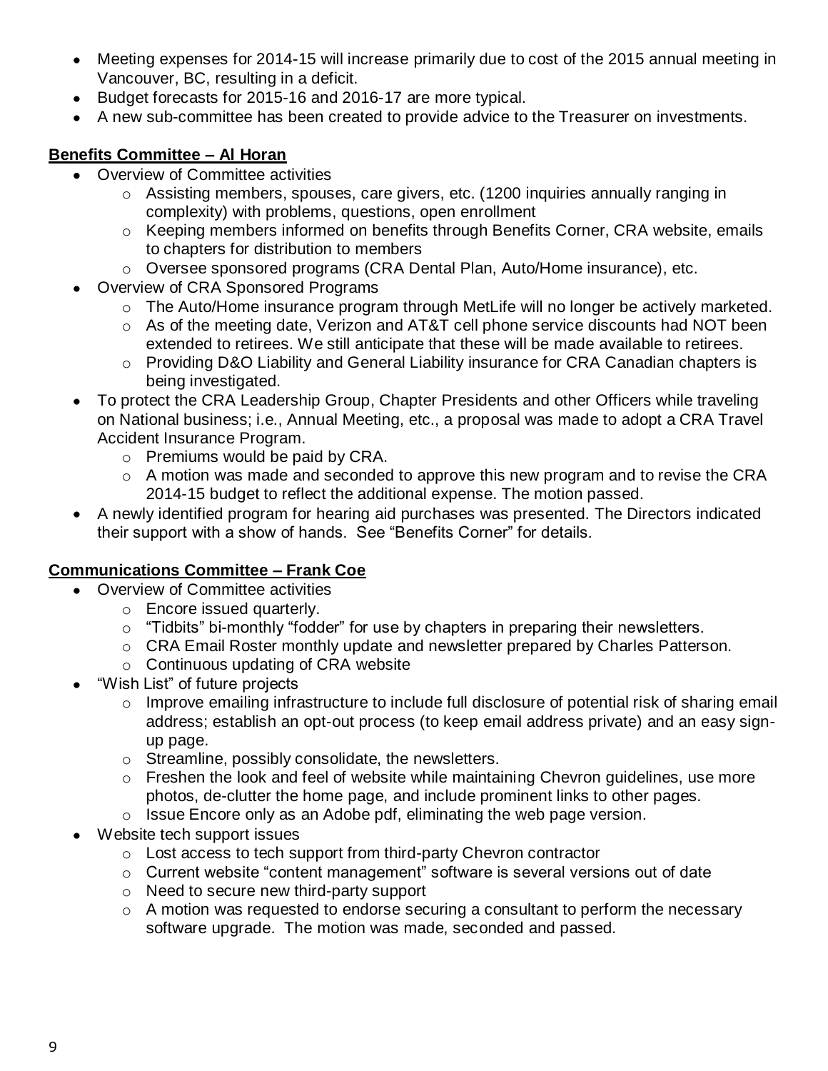- Meeting expenses for 2014-15 will increase primarily due to cost of the 2015 annual meeting in Vancouver, BC, resulting in a deficit.
- Budget forecasts for 2015-16 and 2016-17 are more typical.
- A new sub-committee has been created to provide advice to the Treasurer on investments.

**Benefits Committee – Al Horan**

- Overview of Committee activities
  - Assisting members, spouses, care givers, etc. (1200 inquiries annually ranging in complexity) with problems, questions, open enrollment
  - Keeping members informed on benefits through Benefits Corner, CRA website, emails to chapters for distribution to members
  - Oversee sponsored programs (CRA Dental Plan, Auto/Home insurance), etc.
- Overview of CRA Sponsored Programs
  - The Auto/Home insurance program through MetLife will no longer be actively marketed.
  - As of the meeting date, Verizon and AT&T cell phone service discounts had NOT been extended to retirees. We still anticipate that these will be made available to retirees.
  - Providing D&O Liability and General Liability insurance for CRA Canadian chapters is being investigated.
- To protect the CRA Leadership Group, Chapter Presidents and other Officers while traveling on National business; i.e., Annual Meeting, etc., a proposal was made to adopt a CRA Travel Accident Insurance Program.
  - Premiums would be paid by CRA.
  - A motion was made and seconded to approve this new program and to revise the CRA 2014-15 budget to reflect the additional expense. The motion passed.
- A newly identified program for hearing aid purchases was presented. The Directors indicated their support with a show of hands. See "Benefits Corner" for details.

**Communications Committee – Frank Coe**

- Overview of Committee activities
  - Encore issued quarterly.
  - "Tidbits" bi-monthly "fodder" for use by chapters in preparing their newsletters.
  - CRA Email Roster monthly update and newsletter prepared by Charles Patterson.
  - Continuous updating of CRA website
- "Wish List" of future projects
  - Improve emailing infrastructure to include full disclosure of potential risk of sharing email address; establish an opt-out process (to keep email address private) and an easy sign-up page.
  - Streamline, possibly consolidate, the newsletters.
  - Freshen the look and feel of website while maintaining Chevron guidelines, use more photos, de-clutter the home page, and include prominent links to other pages.
  - Issue Encore only as an Adobe pdf, eliminating the web page version.
- Website tech support issues
  - Lost access to tech support from third-party Chevron contractor
  - Current website "content management" software is several versions out of date
  - Need to secure new third-party support
  - A motion was requested to endorse securing a consultant to perform the necessary software upgrade. The motion was made, seconded and passed.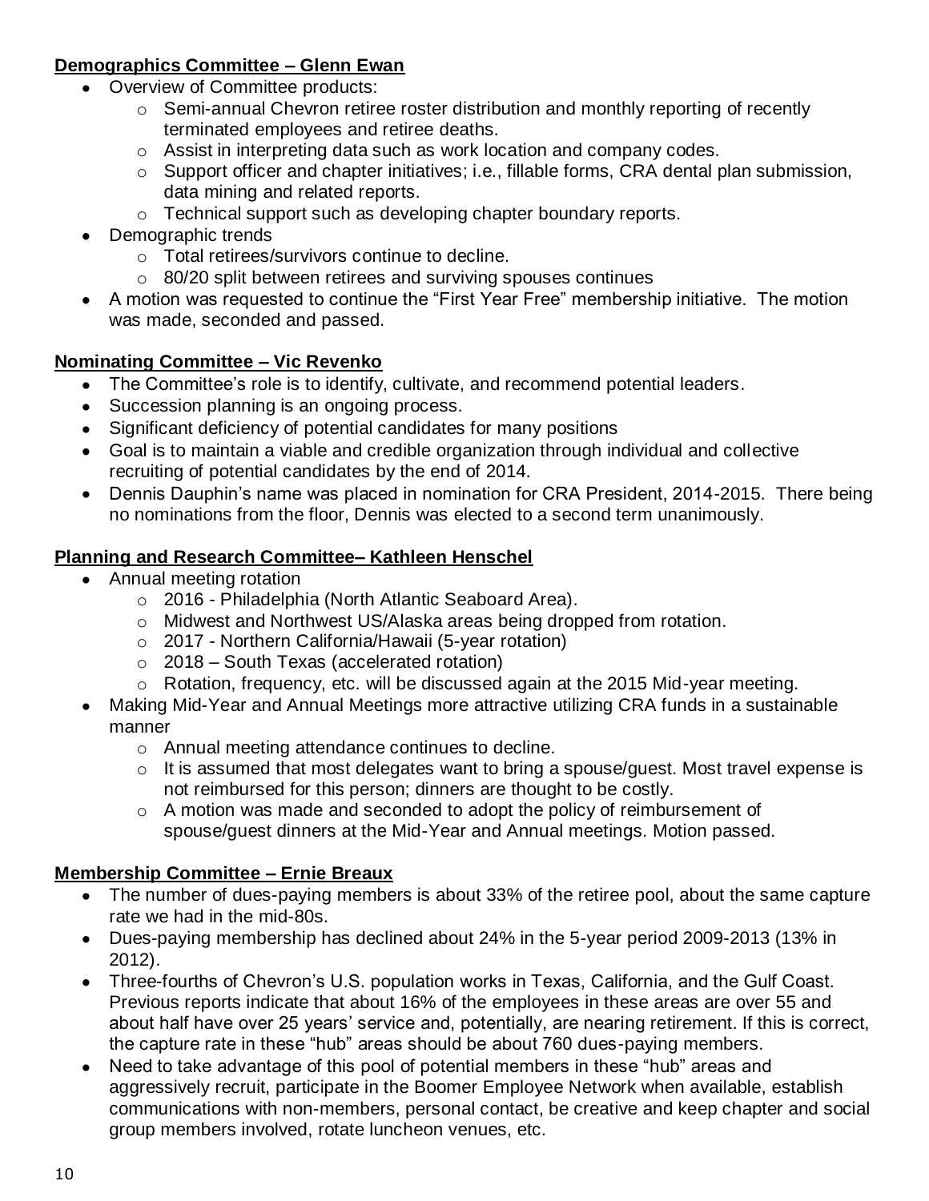**Demographics Committee – Glenn Ewan**

- Overview of Committee products:
  - Semi-annual Chevron retiree roster distribution and monthly reporting of recently terminated employees and retiree deaths.
  - Assist in interpreting data such as work location and company codes.
  - Support officer and chapter initiatives; i.e., fillable forms, CRA dental plan submission, data mining and related reports.
  - Technical support such as developing chapter boundary reports.
- Demographic trends
  - Total retirees/survivors continue to decline.
  - 80/20 split between retirees and surviving spouses continues
- A motion was requested to continue the "First Year Free" membership initiative. The motion was made, seconded and passed.

**Nominating Committee – Vic Revenko**

- The Committee's role is to identify, cultivate, and recommend potential leaders.
- Succession planning is an ongoing process.
- Significant deficiency of potential candidates for many positions
- Goal is to maintain a viable and credible organization through individual and collective recruiting of potential candidates by the end of 2014.
- Dennis Dauphin's name was placed in nomination for CRA President, 2014-2015. There being no nominations from the floor, Dennis was elected to a second term unanimously.

**Planning and Research Committee– Kathleen Henschel**

- Annual meeting rotation
  - 2016 - Philadelphia (North Atlantic Seaboard Area).
  - Midwest and Northwest US/Alaska areas being dropped from rotation.
  - 2017 - Northern California/Hawaii (5-year rotation)
  - 2018 – South Texas (accelerated rotation)
  - Rotation, frequency, etc. will be discussed again at the 2015 Mid-year meeting.
- Making Mid-Year and Annual Meetings more attractive utilizing CRA funds in a sustainable manner
  - Annual meeting attendance continues to decline.
  - It is assumed that most delegates want to bring a spouse/guest. Most travel expense is not reimbursed for this person; dinners are thought to be costly.
  - A motion was made and seconded to adopt the policy of reimbursement of spouse/guest dinners at the Mid-Year and Annual meetings. Motion passed.

**Membership Committee – Ernie Breaux**

- The number of dues-paying members is about 33% of the retiree pool, about the same capture rate we had in the mid-80s.
- Dues-paying membership has declined about 24% in the 5-year period 2009-2013 (13% in 2012).
- Three-fourths of Chevron's U.S. population works in Texas, California, and the Gulf Coast. Previous reports indicate that about 16% of the employees in these areas are over 55 and about half have over 25 years' service and, potentially, are nearing retirement. If this is correct, the capture rate in these "hub" areas should be about 760 dues-paying members.
- Need to take advantage of this pool of potential members in these "hub" areas and aggressively recruit, participate in the Boomer Employee Network when available, establish communications with non-members, personal contact, be creative and keep chapter and social group members involved, rotate luncheon venues, etc.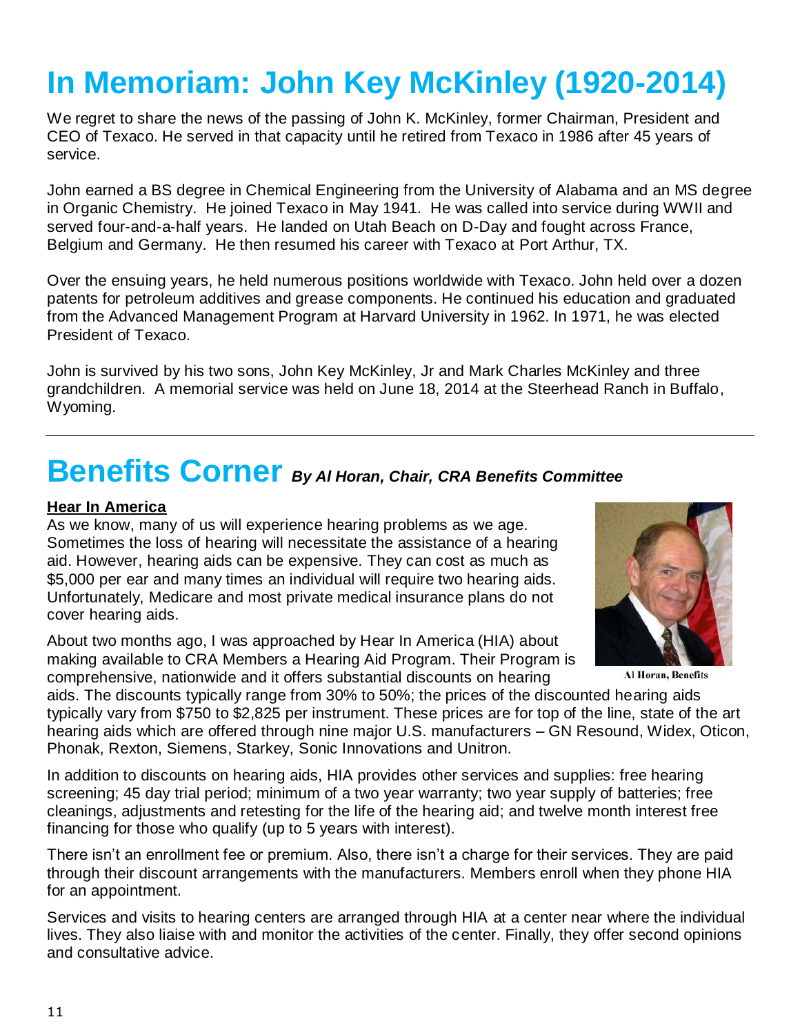# In Memoriam: John Key McKinley (1920-2014)

We regret to share the news of the passing of John K. McKinley, former Chairman, President and CEO of Texaco. He served in that capacity until he retired from Texaco in 1986 after 45 years of service.

John earned a BS degree in Chemical Engineering from the University of Alabama and an MS degree in Organic Chemistry. He joined Texaco in May 1941. He was called into service during WWII and served four-and-a-half years. He landed on Utah Beach on D-Day and fought across France, Belgium and Germany. He then resumed his career with Texaco at Port Arthur, TX.

Over the ensuing years, he held numerous positions worldwide with Texaco. John held over a dozen patents for petroleum additives and grease components. He continued his education and graduated from the Advanced Management Program at Harvard University in 1962. In 1971, he was elected President of Texaco.

John is survived by his two sons, John Key McKinley, Jr and Mark Charles McKinley and three grandchildren. A memorial service was held on June 18, 2014 at the Steerhead Ranch in Buffalo, Wyoming.

---

# Benefits Corner *By Al Horan, Chair, CRA Benefits Committee*

**Hear In America**

As we know, many of us will experience hearing problems as we age. Sometimes the loss of hearing will necessitate the assistance of a hearing aid. However, hearing aids can be expensive. They can cost as much as $5,000 per ear and many times an individual will require two hearing aids. Unfortunately, Medicare and most private medical insurance plans do not cover hearing aids.

Al Horan, Benefits

About two months ago, I was approached by Hear In America (HIA) about making available to CRA Members a Hearing Aid Program. Their Program is comprehensive, nationwide and it offers substantial discounts on hearing aids. The discounts typically range from 30% to 50%; the prices of the discounted hearing aids typically vary from $750 to $2,825 per instrument. These prices are for top of the line, state of the art hearing aids which are offered through nine major U.S. manufacturers – GN Resound, Widex, Oticon, Phonak, Rexton, Siemens, Starkey, Sonic Innovations and Unitron.

In addition to discounts on hearing aids, HIA provides other services and supplies: free hearing screening; 45 day trial period; minimum of a two year warranty; two year supply of batteries; free cleanings, adjustments and retesting for the life of the hearing aid; and twelve month interest free financing for those who qualify (up to 5 years with interest).

There isn't an enrollment fee or premium. Also, there isn't a charge for their services. They are paid through their discount arrangements with the manufacturers. Members enroll when they phone HIA for an appointment.

Services and visits to hearing centers are arranged through HIA at a center near where the individual lives. They also liaise with and monitor the activities of the center. Finally, they offer second opinions and consultative advice.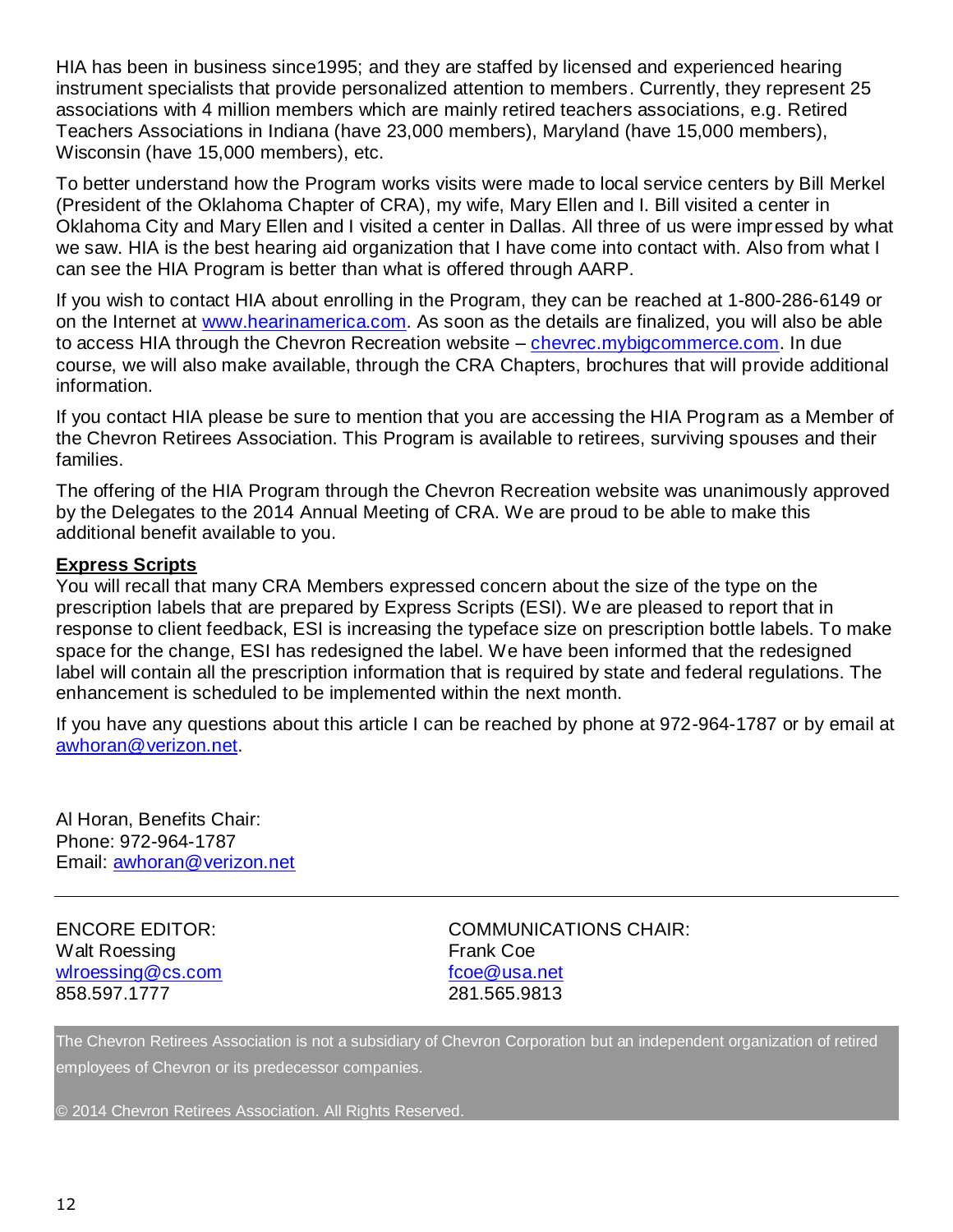HIA has been in business since1995; and they are staffed by licensed and experienced hearing instrument specialists that provide personalized attention to members. Currently, they represent 25 associations with 4 million members which are mainly retired teachers associations, e.g. Retired Teachers Associations in Indiana (have 23,000 members), Maryland (have 15,000 members), Wisconsin (have 15,000 members), etc.

To better understand how the Program works visits were made to local service centers by Bill Merkel (President of the Oklahoma Chapter of CRA), my wife, Mary Ellen and I. Bill visited a center in Oklahoma City and Mary Ellen and I visited a center in Dallas. All three of us were impressed by what we saw. HIA is the best hearing aid organization that I have come into contact with. Also from what I can see the HIA Program is better than what is offered through AARP.

If you wish to contact HIA about enrolling in the Program, they can be reached at 1-800-286-6149 or on the Internet at [www.hearinamerica.com](http://www.hearinamerica.com). As soon as the details are finalized, you will also be able to access HIA through the Chevron Recreation website – [chevrec.mybigcommerce.com](http://chevrec.mybigcommerce.com). In due course, we will also make available, through the CRA Chapters, brochures that will provide additional information.

If you contact HIA please be sure to mention that you are accessing the HIA Program as a Member of the Chevron Retirees Association. This Program is available to retirees, surviving spouses and their families.

The offering of the HIA Program through the Chevron Recreation website was unanimously approved by the Delegates to the 2014 Annual Meeting of CRA. We are proud to be able to make this additional benefit available to you.

**Express Scripts**

You will recall that many CRA Members expressed concern about the size of the type on the prescription labels that are prepared by Express Scripts (ESI). We are pleased to report that in response to client feedback, ESI is increasing the typeface size on prescription bottle labels. To make space for the change, ESI has redesigned the label. We have been informed that the redesigned label will contain all the prescription information that is required by state and federal regulations. The enhancement is scheduled to be implemented within the next month.

If you have any questions about this article I can be reached by phone at 972-964-1787 or by email at [awhoran@verizon.net](mailto:awhoran@verizon.net).

Al Horan, Benefits Chair:
Phone: 972-964-1787
Email: [awhoran@verizon.net](mailto:awhoran@verizon.net)

---

ENCORE EDITOR:
Walt Roessing
[wlroessing@cs.com](mailto:wlroessing@cs.com)
858.597.1777

COMMUNICATIONS CHAIR:
Frank Coe
[fcoe@usa.net](mailto:fcoe@usa.net)
281.565.9813

The Chevron Retirees Association is not a subsidiary of Chevron Corporation but an independent organization of retired employees of Chevron or its predecessor companies.

© 2014 Chevron Retirees Association. All Rights Reserved.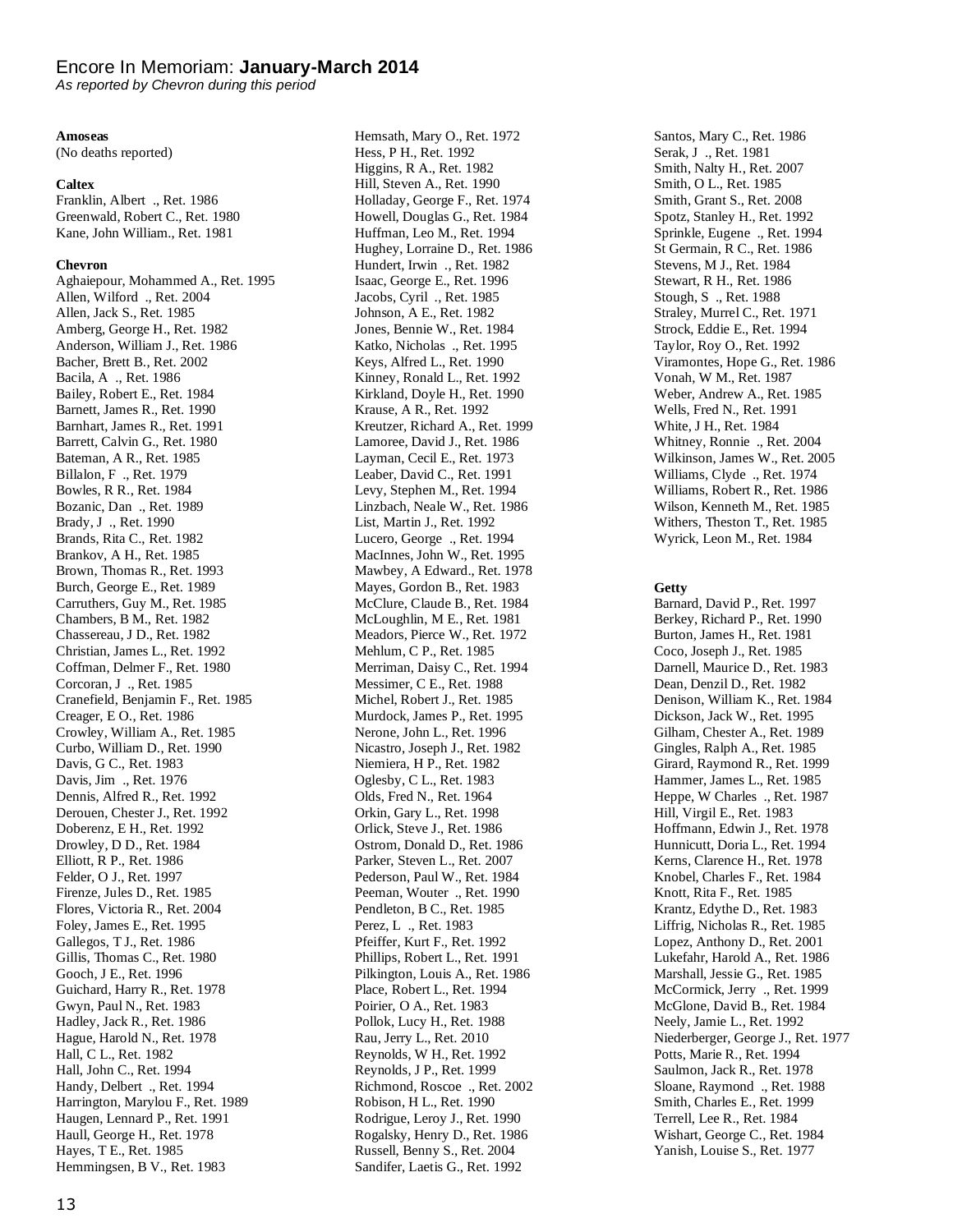# Encore In Memoriam: **January-March 2014**

*As reported by Chevron during this period*

**Amoseas**

(No deaths reported)

**Caltex**

Franklin, Albert ., Ret. 1986
Greenwald, Robert C., Ret. 1980
Kane, John William., Ret. 1981

**Chevron**

Aghaiepour, Mohammed A., Ret. 1995
Allen, Wilford ., Ret. 2004
Allen, Jack S., Ret. 1985
Amberg, George H., Ret. 1982
Anderson, William J., Ret. 1986
Bacher, Brett B., Ret. 2002
Bacila, A ., Ret. 1986
Bailey, Robert E., Ret. 1984
Barnett, James R., Ret. 1990
Barnhart, James R., Ret. 1991
Barrett, Calvin G., Ret. 1980
Bateman, A R., Ret. 1985
Billalon, F ., Ret. 1979
Bowles, R R., Ret. 1984
Bozanic, Dan ., Ret. 1989
Brady, J ., Ret. 1990
Brands, Rita C., Ret. 1982
Brankov, A H., Ret. 1985
Brown, Thomas R., Ret. 1993
Burch, George E., Ret. 1989
Carruthers, Guy M., Ret. 1985
Chambers, B M., Ret. 1982
Chassereau, J D., Ret. 1982
Christian, James L., Ret. 1992
Coffman, Delmer F., Ret. 1980
Corcoran, J ., Ret. 1985
Cranefield, Benjamin F., Ret. 1985
Creager, E O., Ret. 1986
Crowley, William A., Ret. 1985
Curbo, William D., Ret. 1990
Davis, G C., Ret. 1983
Davis, Jim ., Ret. 1976
Dennis, Alfred R., Ret. 1992
Derouen, Chester J., Ret. 1992
Doberenz, E H., Ret. 1992
Drowley, D D., Ret. 1984
Elliott, R P., Ret. 1986
Felder, O J., Ret. 1997
Firenze, Jules D., Ret. 1985
Flores, Victoria R., Ret. 2004
Foley, James E., Ret. 1995
Gallegos, T J., Ret. 1986
Gillis, Thomas C., Ret. 1980
Gooch, J E., Ret. 1996
Guichard, Harry R., Ret. 1978
Gwyn, Paul N., Ret. 1983
Hadley, Jack R., Ret. 1986
Hague, Harold N., Ret. 1978
Hall, C L., Ret. 1982
Hall, John C., Ret. 1994
Handy, Delbert ., Ret. 1994
Harrington, Marylou F., Ret. 1989
Haugen, Lennard P., Ret. 1991
Haull, George H., Ret. 1978
Hayes, T E., Ret. 1985
Hemmingsen, B V., Ret. 1983
Hemsath, Mary O., Ret. 1972
Hess, P H., Ret. 1992
Higgins, R A., Ret. 1982
Hill, Steven A., Ret. 1990
Holladay, George F., Ret. 1974
Howell, Douglas G., Ret. 1984
Huffman, Leo M., Ret. 1994
Hughey, Lorraine D., Ret. 1986
Hundert, Irwin ., Ret. 1982
Isaac, George E., Ret. 1996
Jacobs, Cyril ., Ret. 1985
Johnson, A E., Ret. 1982
Jones, Bennie W., Ret. 1984
Katko, Nicholas ., Ret. 1995
Keys, Alfred L., Ret. 1990
Kinney, Ronald L., Ret. 1992
Kirkland, Doyle H., Ret. 1990
Krause, A R., Ret. 1992
Kreutzer, Richard A., Ret. 1999
Lamoree, David J., Ret. 1986
Layman, Cecil E., Ret. 1973
Leaber, David C., Ret. 1991
Levy, Stephen M., Ret. 1994
Linzbach, Neale W., Ret. 1986
List, Martin J., Ret. 1992
Lucero, George ., Ret. 1994
MacInnes, John W., Ret. 1995
Mawbey, A Edward., Ret. 1978
Mayes, Gordon B., Ret. 1983
McClure, Claude B., Ret. 1984
McLoughlin, M E., Ret. 1981
Meadors, Pierce W., Ret. 1972
Mehlum, C P., Ret. 1985
Merriman, Daisy C., Ret. 1994
Messimer, C E., Ret. 1988
Michel, Robert J., Ret. 1985
Murdock, James P., Ret. 1995
Nerone, John L., Ret. 1996
Nicastro, Joseph J., Ret. 1982
Niemiera, H P., Ret. 1982
Oglesby, C L., Ret. 1983
Olds, Fred N., Ret. 1964
Orkin, Gary L., Ret. 1998
Orlick, Steve J., Ret. 1986
Ostrom, Donald D., Ret. 1986
Parker, Steven L., Ret. 2007
Pederson, Paul W., Ret. 1984
Peeman, Wouter ., Ret. 1990
Pendleton, B C., Ret. 1985
Perez, L ., Ret. 1983
Pfeiffer, Kurt F., Ret. 1992
Phillips, Robert L., Ret. 1991
Pilkington, Louis A., Ret. 1986
Place, Robert L., Ret. 1994
Poirier, O A., Ret. 1983
Pollok, Lucy H., Ret. 1988
Rau, Jerry L., Ret. 2010
Reynolds, W H., Ret. 1992
Reynolds, J P., Ret. 1999
Richmond, Roscoe ., Ret. 2002
Robison, H L., Ret. 1990
Rodrigue, Leroy J., Ret. 1990
Rogalsky, Henry D., Ret. 1986
Russell, Benny S., Ret. 2004
Sandifer, Laetis G., Ret. 1992
Santos, Mary C., Ret. 1986
Serak, J ., Ret. 1981
Smith, Nalty H., Ret. 2007
Smith, O L., Ret. 1985
Smith, Grant S., Ret. 2008
Spotz, Stanley H., Ret. 1992
Sprinkle, Eugene ., Ret. 1994
St Germain, R C., Ret. 1986
Stevens, M J., Ret. 1984
Stewart, R H., Ret. 1986
Stough, S ., Ret. 1988
Straley, Murrel C., Ret. 1971
Strock, Eddie E., Ret. 1994
Taylor, Roy O., Ret. 1992
Viramontes, Hope G., Ret. 1986
Vonah, W M., Ret. 1987
Weber, Andrew A., Ret. 1985
Wells, Fred N., Ret. 1991
White, J H., Ret. 1984
Whitney, Ronnie ., Ret. 2004
Wilkinson, James W., Ret. 2005
Williams, Clyde ., Ret. 1974
Williams, Robert R., Ret. 1986
Wilson, Kenneth M., Ret. 1985
Withers, Theston T., Ret. 1985
Wyrick, Leon M., Ret. 1984

**Getty**

Barnard, David P., Ret. 1997
Berkey, Richard P., Ret. 1990
Burton, James H., Ret. 1981
Coco, Joseph J., Ret. 1985
Darnell, Maurice D., Ret. 1983
Dean, Denzil D., Ret. 1982
Denison, William K., Ret. 1984
Dickson, Jack W., Ret. 1995
Gilham, Chester A., Ret. 1989
Gingles, Ralph A., Ret. 1985
Girard, Raymond R., Ret. 1999
Hammer, James L., Ret. 1985
Heppe, W Charles ., Ret. 1987
Hill, Virgil E., Ret. 1983
Hoffmann, Edwin J., Ret. 1978
Hunnicutt, Doria L., Ret. 1994
Kerns, Clarence H., Ret. 1978
Knobel, Charles F., Ret. 1984
Knott, Rita F., Ret. 1985
Krantz, Edythe D., Ret. 1983
Liffrig, Nicholas R., Ret. 1985
Lopez, Anthony D., Ret. 2001
Lukefahr, Harold A., Ret. 1986
Marshall, Jessie G., Ret. 1985
McCormick, Jerry ., Ret. 1999
McGlone, David B., Ret. 1984
Neely, Jamie L., Ret. 1992
Niederberger, George J., Ret. 1977
Potts, Marie R., Ret. 1994
Saulmon, Jack R., Ret. 1978
Sloane, Raymond ., Ret. 1988
Smith, Charles E., Ret. 1999
Terrell, Lee R., Ret. 1984
Wishart, George C., Ret. 1984
Yanish, Louise S., Ret. 1977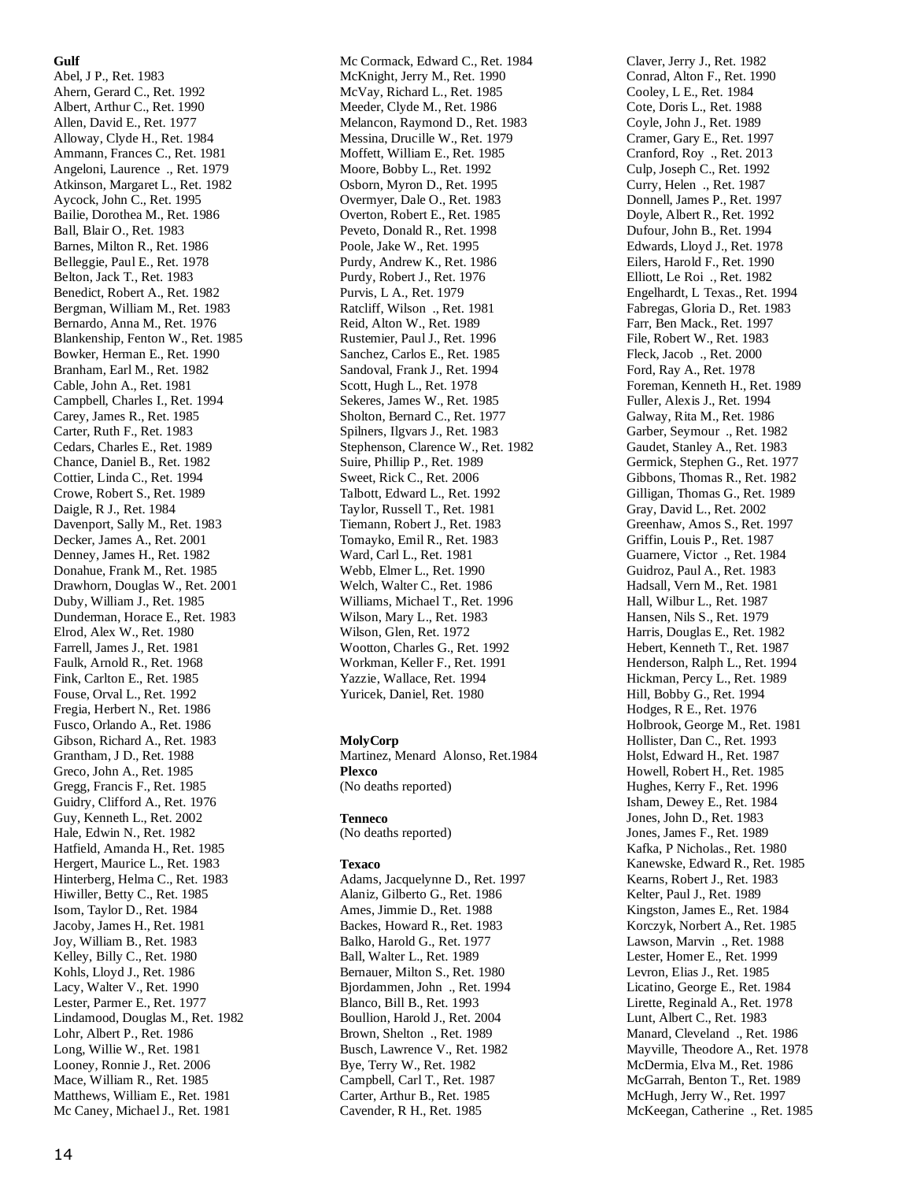**Gulf**

Abel, J P., Ret. 1983
Ahern, Gerard C., Ret. 1992
Albert, Arthur C., Ret. 1990
Allen, David E., Ret. 1977
Alloway, Clyde H., Ret. 1984
Ammann, Frances C., Ret. 1981
Angeloni, Laurence ., Ret. 1979
Atkinson, Margaret L., Ret. 1982
Aycock, John C., Ret. 1995
Bailie, Dorothea M., Ret. 1986
Ball, Blair O., Ret. 1983
Barnes, Milton R., Ret. 1986
Belleggie, Paul E., Ret. 1978
Belton, Jack T., Ret. 1983
Benedict, Robert A., Ret. 1982
Bergman, William M., Ret. 1983
Bernardo, Anna M., Ret. 1976
Blankenship, Fenton W., Ret. 1985
Bowker, Herman E., Ret. 1990
Branham, Earl M., Ret. 1982
Cable, John A., Ret. 1981
Campbell, Charles I., Ret. 1994
Carey, James R., Ret. 1985
Carter, Ruth F., Ret. 1983
Cedars, Charles E., Ret. 1989
Chance, Daniel B., Ret. 1982
Cottier, Linda C., Ret. 1994
Crowe, Robert S., Ret. 1989
Daigle, R J., Ret. 1984
Davenport, Sally M., Ret. 1983
Decker, James A., Ret. 2001
Denney, James H., Ret. 1982
Donahue, Frank M., Ret. 1985
Drawhorn, Douglas W., Ret. 2001
Duby, William J., Ret. 1985
Dunderman, Horace E., Ret. 1983
Elrod, Alex W., Ret. 1980
Farrell, James J., Ret. 1981
Faulk, Arnold R., Ret. 1968
Fink, Carlton E., Ret. 1985
Fouse, Orval L., Ret. 1992
Fregia, Herbert N., Ret. 1986
Fusco, Orlando A., Ret. 1986
Gibson, Richard A., Ret. 1983
Grantham, J D., Ret. 1988
Greco, John A., Ret. 1985
Gregg, Francis F., Ret. 1985
Guidry, Clifford A., Ret. 1976
Guy, Kenneth L., Ret. 2002
Hale, Edwin N., Ret. 1982
Hatfield, Amanda H., Ret. 1985
Hergert, Maurice L., Ret. 1983
Hinterberg, Helma C., Ret. 1983
Hiwiller, Betty C., Ret. 1985
Isom, Taylor D., Ret. 1984
Jacoby, James H., Ret. 1981
Joy, William B., Ret. 1983
Kelley, Billy C., Ret. 1980
Kohls, Lloyd J., Ret. 1986
Lacy, Walter V., Ret. 1990
Lester, Parmer E., Ret. 1977
Lindamood, Douglas M., Ret. 1982
Lohr, Albert P., Ret. 1986
Long, Willie W., Ret. 1981
Looney, Ronnie J., Ret. 2006
Mace, William R., Ret. 1985
Matthews, William E., Ret. 1981
Mc Caney, Michael J., Ret. 1981
Mc Cormack, Edward C., Ret. 1984
McKnight, Jerry M., Ret. 1990
McVay, Richard L., Ret. 1985
Meeder, Clyde M., Ret. 1986
Melancon, Raymond D., Ret. 1983
Messina, Drucille W., Ret. 1979
Moffett, William E., Ret. 1985
Moore, Bobby L., Ret. 1992
Osborn, Myron D., Ret. 1995
Overmyer, Dale O., Ret. 1983
Overton, Robert E., Ret. 1985
Peveto, Donald R., Ret. 1998
Poole, Jake W., Ret. 1995
Purdy, Andrew K., Ret. 1986
Purdy, Robert J., Ret. 1976
Purvis, L A., Ret. 1979
Ratcliff, Wilson ., Ret. 1981
Reid, Alton W., Ret. 1989
Rustemier, Paul J., Ret. 1996
Sanchez, Carlos E., Ret. 1985
Sandoval, Frank J., Ret. 1994
Scott, Hugh L., Ret. 1978
Sekeres, James W., Ret. 1985
Sholton, Bernard C., Ret. 1977
Spilners, Ilgvars J., Ret. 1983
Stephenson, Clarence W., Ret. 1982
Suire, Phillip P., Ret. 1989
Sweet, Rick C., Ret. 2006
Talbott, Edward L., Ret. 1992
Taylor, Russell T., Ret. 1981
Tiemann, Robert J., Ret. 1983
Tomayko, Emil R., Ret. 1983
Ward, Carl L., Ret. 1981
Webb, Elmer L., Ret. 1990
Welch, Walter C., Ret. 1986
Williams, Michael T., Ret. 1996
Wilson, Mary L., Ret. 1983
Wilson, Glen, Ret. 1972
Wootton, Charles G., Ret. 1992
Workman, Keller F., Ret. 1991
Yazzie, Wallace, Ret. 1994
Yuricek, Daniel, Ret. 1980

**MolyCorp**

Martinez, Menard Alonso, Ret.1984

**Plexco**

(No deaths reported)

**Tenneco**

(No deaths reported)

**Texaco**

Adams, Jacquelynne D., Ret. 1997
Alaniz, Gilberto G., Ret. 1986
Ames, Jimmie D., Ret. 1988
Backes, Howard R., Ret. 1983
Balko, Harold G., Ret. 1977
Ball, Walter L., Ret. 1989
Bernauer, Milton S., Ret. 1980
Bjordammen, John ., Ret. 1994
Blanco, Bill B., Ret. 1993
Boullion, Harold J., Ret. 2004
Brown, Shelton ., Ret. 1989
Busch, Lawrence V., Ret. 1982
Bye, Terry W., Ret. 1982
Campbell, Carl T., Ret. 1987
Carter, Arthur B., Ret. 1985
Cavender, R H., Ret. 1985
Claver, Jerry J., Ret. 1982
Conrad, Alton F., Ret. 1990
Cooley, L E., Ret. 1984
Cote, Doris L., Ret. 1988
Coyle, John J., Ret. 1989
Cramer, Gary E., Ret. 1997
Cranford, Roy ., Ret. 2013
Culp, Joseph C., Ret. 1992
Curry, Helen ., Ret. 1987
Donnell, James P., Ret. 1997
Doyle, Albert R., Ret. 1992
Dufour, John B., Ret. 1994
Edwards, Lloyd J., Ret. 1978
Eilers, Harold F., Ret. 1990
Elliott, Le Roi ., Ret. 1982
Engelhardt, L Texas., Ret. 1994
Fabregas, Gloria D., Ret. 1983
Farr, Ben Mack., Ret. 1997
File, Robert W., Ret. 1983
Fleck, Jacob ., Ret. 2000
Ford, Ray A., Ret. 1978
Foreman, Kenneth H., Ret. 1989
Fuller, Alexis J., Ret. 1994
Galway, Rita M., Ret. 1986
Garber, Seymour ., Ret. 1982
Gaudet, Stanley A., Ret. 1983
Germick, Stephen G., Ret. 1977
Gibbons, Thomas R., Ret. 1982
Gilligan, Thomas G., Ret. 1989
Gray, David L., Ret. 2002
Greenhaw, Amos S., Ret. 1997
Griffin, Louis P., Ret. 1987
Guarnere, Victor ., Ret. 1984
Guidroz, Paul A., Ret. 1983
Hadsall, Vern M., Ret. 1981
Hall, Wilbur L., Ret. 1987
Hansen, Nils S., Ret. 1979
Harris, Douglas E., Ret. 1982
Hebert, Kenneth T., Ret. 1987
Henderson, Ralph L., Ret. 1994
Hickman, Percy L., Ret. 1989
Hill, Bobby G., Ret. 1994
Hodges, R E., Ret. 1976
Holbrook, George M., Ret. 1981
Hollister, Dan C., Ret. 1993
Holst, Edward H., Ret. 1987
Howell, Robert H., Ret. 1985
Hughes, Kerry F., Ret. 1996
Isham, Dewey E., Ret. 1984
Jones, John D., Ret. 1983
Jones, James F., Ret. 1989
Kafka, P Nicholas., Ret. 1980
Kanewske, Edward R., Ret. 1985
Kearns, Robert J., Ret. 1983
Kelter, Paul J., Ret. 1989
Kingston, James E., Ret. 1984
Korczyk, Norbert A., Ret. 1985
Lawson, Marvin ., Ret. 1988
Lester, Homer E., Ret. 1999
Levron, Elias J., Ret. 1985
Licatino, George E., Ret. 1984
Lirette, Reginald A., Ret. 1978
Lunt, Albert C., Ret. 1983
Manard, Cleveland ., Ret. 1986
Mayville, Theodore A., Ret. 1978
McDermia, Elva M., Ret. 1986
McGarrah, Benton T., Ret. 1989
McHugh, Jerry W., Ret. 1997
McKeegan, Catherine ., Ret. 1985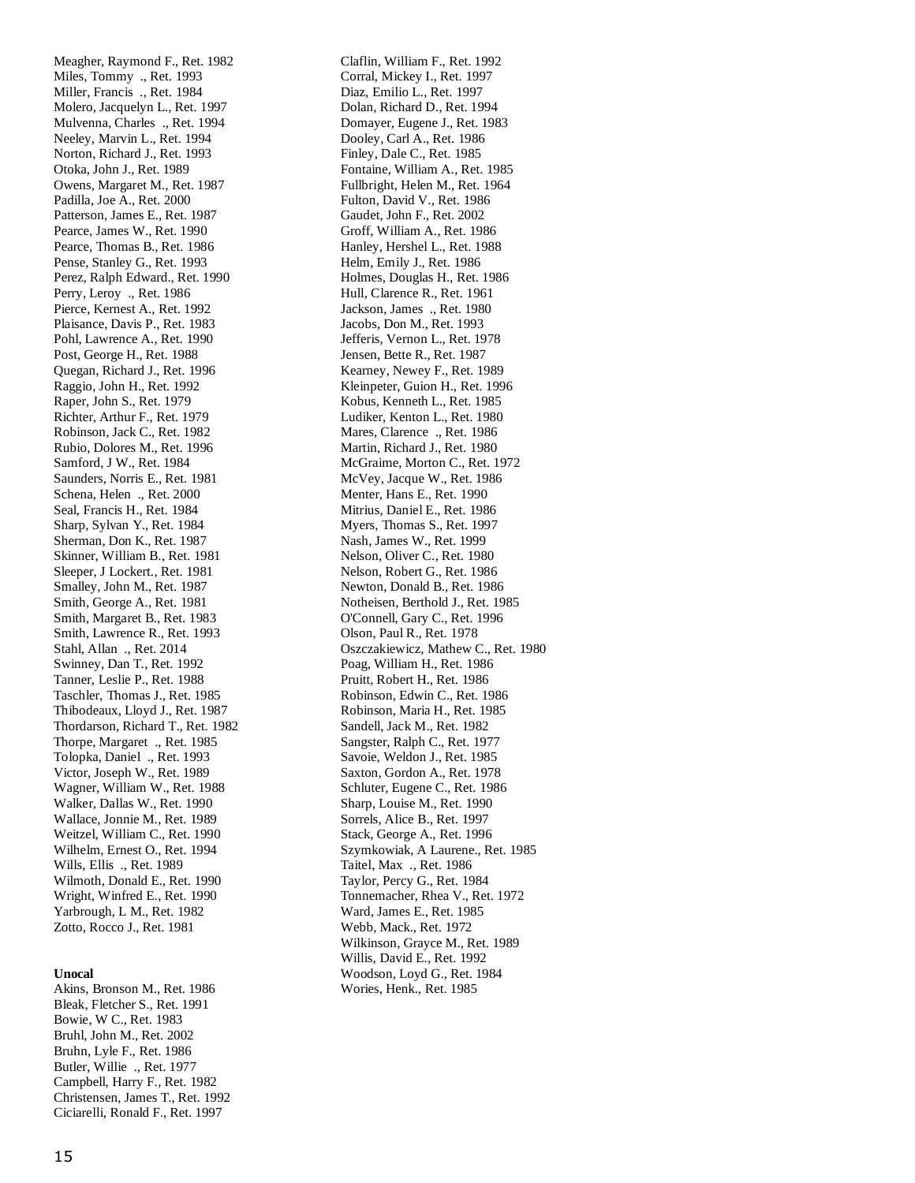Meagher, Raymond F., Ret. 1982
Miles, Tommy ., Ret. 1993
Miller, Francis ., Ret. 1984
Molero, Jacquelyn L., Ret. 1997
Mulvenna, Charles ., Ret. 1994
Neeley, Marvin L., Ret. 1994
Norton, Richard J., Ret. 1993
Otoka, John J., Ret. 1989
Owens, Margaret M., Ret. 1987
Padilla, Joe A., Ret. 2000
Patterson, James E., Ret. 1987
Pearce, James W., Ret. 1990
Pearce, Thomas B., Ret. 1986
Pense, Stanley G., Ret. 1993
Perez, Ralph Edward., Ret. 1990
Perry, Leroy ., Ret. 1986
Pierce, Kernest A., Ret. 1992
Plaisance, Davis P., Ret. 1983
Pohl, Lawrence A., Ret. 1990
Post, George H., Ret. 1988
Quegan, Richard J., Ret. 1996
Raggio, John H., Ret. 1992
Raper, John S., Ret. 1979
Richter, Arthur F., Ret. 1979
Robinson, Jack C., Ret. 1982
Rubio, Dolores M., Ret. 1996
Samford, J W., Ret. 1984
Saunders, Norris E., Ret. 1981
Schena, Helen ., Ret. 2000
Seal, Francis H., Ret. 1984
Sharp, Sylvan Y., Ret. 1984
Sherman, Don K., Ret. 1987
Skinner, William B., Ret. 1981
Sleeper, J Lockert., Ret. 1981
Smalley, John M., Ret. 1987
Smith, George A., Ret. 1981
Smith, Margaret B., Ret. 1983
Smith, Lawrence R., Ret. 1993
Stahl, Allan ., Ret. 2014
Swinney, Dan T., Ret. 1992
Tanner, Leslie P., Ret. 1988
Taschler, Thomas J., Ret. 1985
Thibodeaux, Lloyd J., Ret. 1987
Thordarson, Richard T., Ret. 1982
Thorpe, Margaret ., Ret. 1985
Tolopka, Daniel ., Ret. 1993
Victor, Joseph W., Ret. 1989
Wagner, William W., Ret. 1988
Walker, Dallas W., Ret. 1990
Wallace, Jonnie M., Ret. 1989
Weitzel, William C., Ret. 1990
Wilhelm, Ernest O., Ret. 1994
Wills, Ellis ., Ret. 1989
Wilmoth, Donald E., Ret. 1990
Wright, Winfred E., Ret. 1990
Yarbrough, L M., Ret. 1982
Zotto, Rocco J., Ret. 1981

**Unocal**

Akins, Bronson M., Ret. 1986
Bleak, Fletcher S., Ret. 1991
Bowie, W C., Ret. 1983
Bruhl, John M., Ret. 2002
Bruhn, Lyle F., Ret. 1986
Butler, Willie ., Ret. 1977
Campbell, Harry F., Ret. 1982
Christensen, James T., Ret. 1992
Ciciarelli, Ronald F., Ret. 1997
Claflin, William F., Ret. 1992
Corral, Mickey I., Ret. 1997
Diaz, Emilio L., Ret. 1997
Dolan, Richard D., Ret. 1994
Domayer, Eugene J., Ret. 1983
Dooley, Carl A., Ret. 1986
Finley, Dale C., Ret. 1985
Fontaine, William A., Ret. 1985
Fullbright, Helen M., Ret. 1964
Fulton, David V., Ret. 1986
Gaudet, John F., Ret. 2002
Groff, William A., Ret. 1986
Hanley, Hershel L., Ret. 1988
Helm, Emily J., Ret. 1986
Holmes, Douglas H., Ret. 1986
Hull, Clarence R., Ret. 1961
Jackson, James ., Ret. 1980
Jacobs, Don M., Ret. 1993
Jefferis, Vernon L., Ret. 1978
Jensen, Bette R., Ret. 1987
Kearney, Newey F., Ret. 1989
Kleinpeter, Guion H., Ret. 1996
Kobus, Kenneth L., Ret. 1985
Ludiker, Kenton L., Ret. 1980
Mares, Clarence ., Ret. 1986
Martin, Richard J., Ret. 1980
McGraime, Morton C., Ret. 1972
McVey, Jacque W., Ret. 1986
Menter, Hans E., Ret. 1990
Mitrius, Daniel E., Ret. 1986
Myers, Thomas S., Ret. 1997
Nash, James W., Ret. 1999
Nelson, Oliver C., Ret. 1980
Nelson, Robert G., Ret. 1986
Newton, Donald B., Ret. 1986
Notheisen, Berthold J., Ret. 1985
O'Connell, Gary C., Ret. 1996
Olson, Paul R., Ret. 1978
Oszczakiewicz, Mathew C., Ret. 1980
Poag, William H., Ret. 1986
Pruitt, Robert H., Ret. 1986
Robinson, Edwin C., Ret. 1986
Robinson, Maria H., Ret. 1985
Sandell, Jack M., Ret. 1982
Sangster, Ralph C., Ret. 1977
Savoie, Weldon J., Ret. 1985
Saxton, Gordon A., Ret. 1978
Schluter, Eugene C., Ret. 1986
Sharp, Louise M., Ret. 1990
Sorrels, Alice B., Ret. 1997
Stack, George A., Ret. 1996
Szymkowiak, A Laurene., Ret. 1985
Taitel, Max ., Ret. 1986
Taylor, Percy G., Ret. 1984
Tonnemacher, Rhea V., Ret. 1972
Ward, James E., Ret. 1985
Webb, Mack., Ret. 1972
Wilkinson, Grayce M., Ret. 1989
Willis, David E., Ret. 1992
Woodson, Loyd G., Ret. 1984
Wories, Henk., Ret. 1985